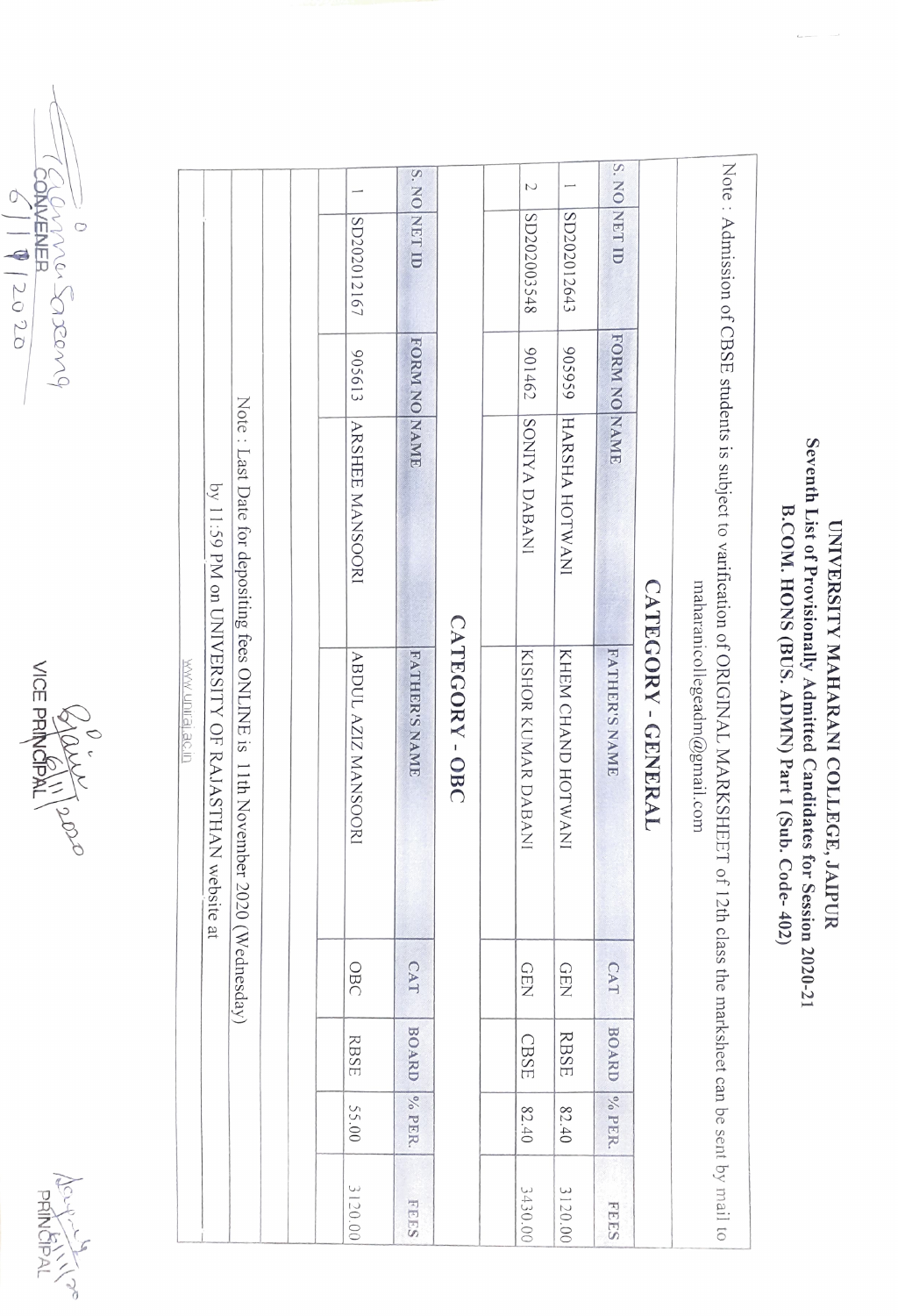# UNIVERSITY MAHARANI COLLEGE, JAIPUR

## Seventh List of Provisionally Admitted Candidates for Session 2020-21

## B.COM. HONS (BUS. ADMN) Part I (Sub. Code- 402)

Note : Admission of CBSE students is subject to varification of ORIGINAL MARKSHEET of 12th class the marksheet can be sent by mail to maharanicollegeadm@gmail.com

### CATEGORY - GENERAL

| S. NO | NET ID | FORM NO | NAME | FATHER'S NAME | CAT | BOARD | % PER. | FEES |
|---|---|---|---|---|---|---|---|---|
| 1 | SD202012643 | 905959 | HARSHA HOTWANI | KHEM CHAND HOTWANI | GEN | RBSE | 82.40 | 3120.00 |
| 2 | SD202003548 | 901462 | SONIYA DABANI | KISHOR KUMAR DABANI | GEN | CBSE | 82.40 | 3430.00 |

### CATEGORY - OBC

| S. NO | NET ID | FORM NO | NAME | FATHER'S NAME | CAT | BOARD | % PER. | FEES |
|---|---|---|---|---|---|---|---|---|
| 1 | SD202012167 | 905613 | ARSHEE MANSOORI | ABDUL AZIZ MANSOORI | OBC | RBSE | 55.00 | 3120.00 |

Note : Last Date for depositing fees ONLINE is 11th November 2020 (Wednesday) by 11:59 PM on UNIVERSITY OF RAJASTHAN website at www.uniraj.ac.in

CONVENER 6/11/2020

VICE PRINCIPAL 6/11/2020

PRINCIPAL 6/11/20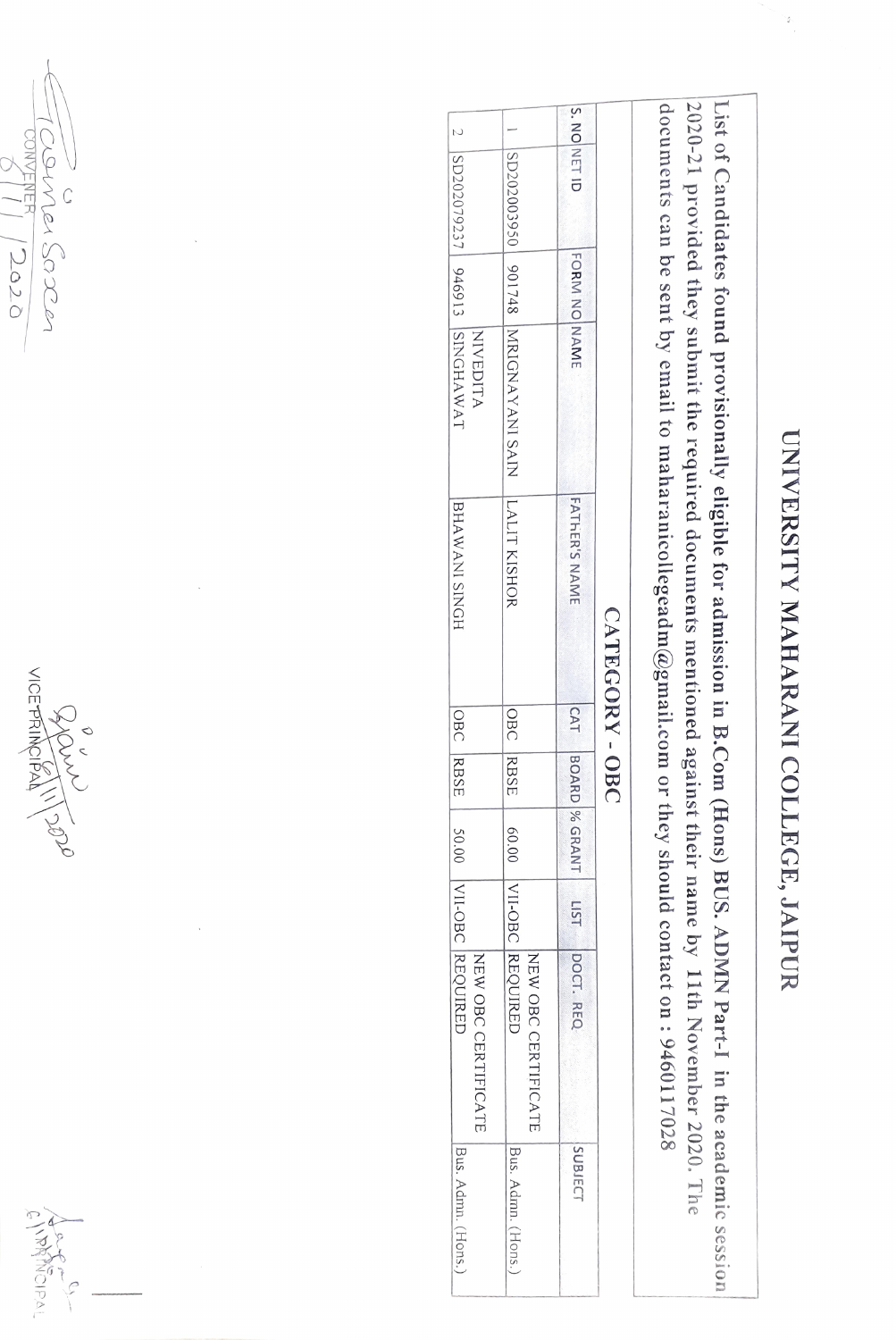# UNIVERSITY MAHARANI COLLEGE, JAIPUR

List of Candidates found provisionally eligible for admission in B.Com (Hons) BUS. ADMN Part-I in the academic session 2020-21 provided they submit the required documents mentioned against their name by 11th November 2020. The documents can be sent by email to maharanicollegeadm@gmail.com or they should contact on : 9460117028

## CATEGORY - OBC

| S.NO | NET ID | FORM NO | NAME | FATHER'S NAME | CAT | BOARD | % GRANT | LIST | DOCT. REQ. | SUBJECT |
|---|---|---|---|---|---|---|---|---|---|---|
| 1 | SD202003950 | 901748 | MRIGNAYANI SAIN | LALIT KISHOR | OBC | RBSE | 60.00 | VII-OBC | NEW OBC CERTIFICATE REQUIRED | Bus. Admn. (Hons.) |
| 2 | SD202079237 | 946913 | NIVEDITA SINGHAWAT | BHAWANI SINGH | OBC | RBSE | 50.00 | VII-OBC | NEW OBC CERTIFICATE REQUIRED | Bus. Admn. (Hons.) |

CONVENER
6/11/2020

VICE-PRINCIPAL
6/11/2020

PRINCIPAL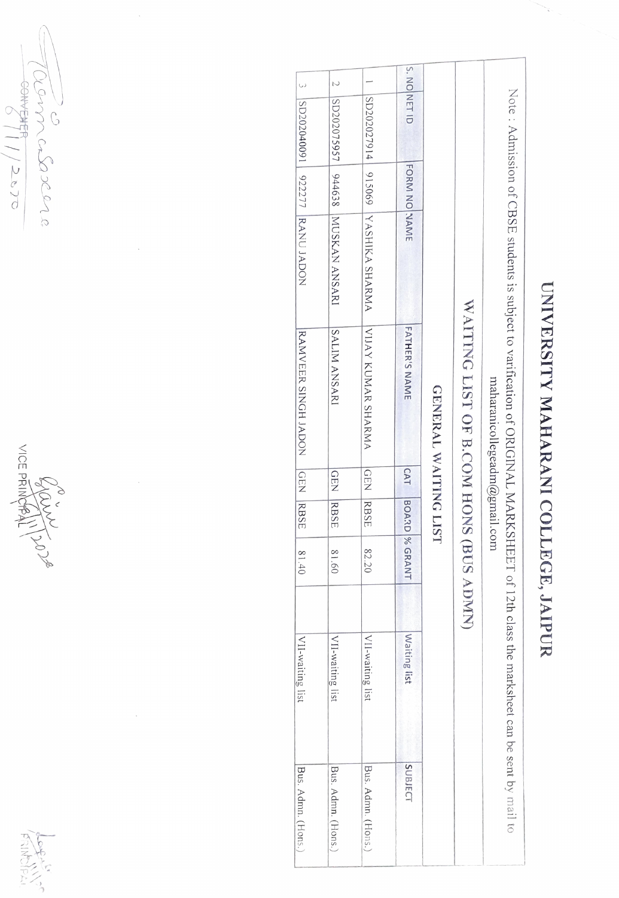# UNIVERSITY MAHARANI COLLEGE, JAIPUR

Note : Admission of CBSE students is subject to varification of ORIGINAL MARKSHEET of 12th class the marksheet can be sent by mail to maharanicollegeadm@gmail.com

## WAITING LIST OF B.COM HONS (BUS ADMN)

### GENERAL WAITING LIST

| S. NO | NET ID | FORM NO | NAME | FATHER'S NAME | CAT | BOARD | % GRANT | Waiting list | SUBJECT |
|---|---|---|---|---|---|---|---|---|---|
| 1 | SD202027914 | 915069 | YASHIKA SHARMA | VIJAY KUMAR SHARMA | GEN | RBSE | 82.20 | VII-waiting list | Bus. Admn. (Hons.) |
| 2 | SD202075957 | 944638 | MUSKAN ANSARI | SALIM ANSARI | GEN | RBSE | 81.60 | VII-waiting list | Bus. Admn. (Hons.) |
| 3 | SD202040091 | 922277 | RANU JADON | RAMVEER SINGH JADON | GEN | RBSE | 81.40 | VII-waiting list | Bus. Admn. (Hons.) |

CONVENER
6/11/2020

VICE PRINCIPAL
6/11/2020

PRINCIPAL